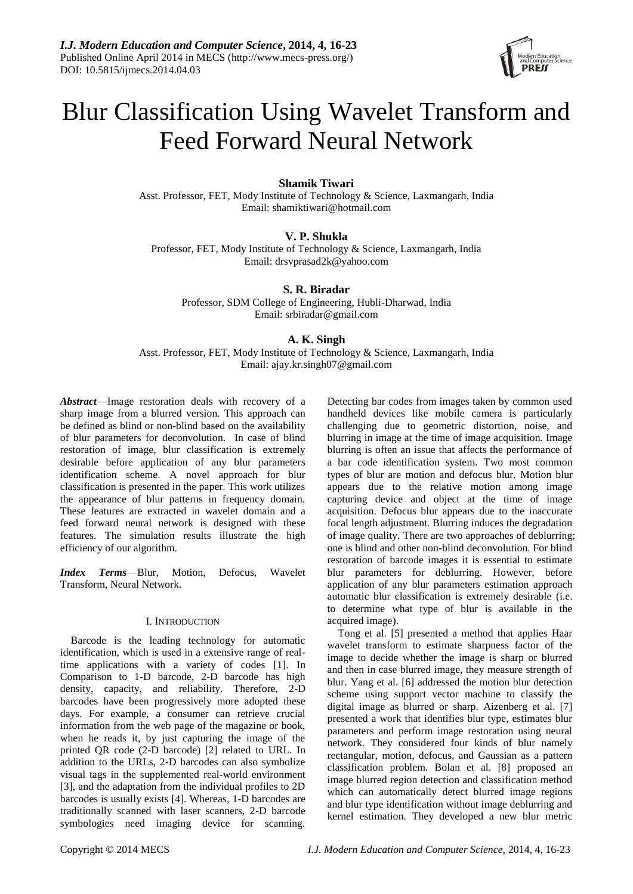# Blur Classification Using Wavelet Transform and Feed Forward Neural Network

**Shamik Tiwari**
Asst. Professor, FET, Mody Institute of Technology & Science, Laxmangarh, India
Email: shamiktiwari@hotmail.com

**V. P. Shukla**
Professor, FET, Mody Institute of Technology & Science, Laxmangarh, India
Email: drsvprasad2k@yahoo.com

**S. R. Biradar**
Professor, SDM College of Engineering, Hubli-Dharwad, India
Email: srbiradar@gmail.com

**A. K. Singh**
Asst. Professor, FET, Mody Institute of Technology & Science, Laxmangarh, India
Email: ajay.kr.singh07@gmail.com

***Abstract***—Image restoration deals with recovery of a sharp image from a blurred version. This approach can be defined as blind or non-blind based on the availability of blur parameters for deconvolution. In case of blind restoration of image, blur classification is extremely desirable before application of any blur parameters identification scheme. A novel approach for blur classification is presented in the paper. This work utilizes the appearance of blur patterns in frequency domain. These features are extracted in wavelet domain and a feed forward neural network is designed with these features. The simulation results illustrate the high efficiency of our algorithm.

***Index Terms***—Blur, Motion, Defocus, Wavelet Transform, Neural Network.

## I. Introduction

Barcode is the leading technology for automatic identification, which is used in a extensive range of real-time applications with a variety of codes [1]. In Comparison to 1-D barcode, 2-D barcode has high density, capacity, and reliability. Therefore, 2-D barcodes have been progressively more adopted these days. For example, a consumer can retrieve crucial information from the web page of the magazine or book, when he reads it, by just capturing the image of the printed QR code (2-D barcode) [2] related to URL. In addition to the URLs, 2-D barcodes can also symbolize visual tags in the supplemented real-world environment [3], and the adaptation from the individual profiles to 2D barcodes is usually exists [4]. Whereas, 1-D barcodes are traditionally scanned with laser scanners, 2-D barcode symbologies need imaging device for scanning. Detecting bar codes from images taken by common used handheld devices like mobile camera is particularly challenging due to geometric distortion, noise, and blurring in image at the time of image acquisition. Image blurring is often an issue that affects the performance of a bar code identification system. Two most common types of blur are motion and defocus blur. Motion blur appears due to the relative motion among image capturing device and object at the time of image acquisition. Defocus blur appears due to the inaccurate focal length adjustment. Blurring induces the degradation of image quality. There are two approaches of deblurring; one is blind and other non-blind deconvolution. For blind restoration of barcode images it is essential to estimate blur parameters for deblurring. However, before application of any blur parameters estimation approach automatic blur classification is extremely desirable (i.e. to determine what type of blur is available in the acquired image).

Tong et al. [5] presented a method that applies Haar wavelet transform to estimate sharpness factor of the image to decide whether the image is sharp or blurred and then in case blurred image, they measure strength of blur. Yang et al. [6] addressed the motion blur detection scheme using support vector machine to classify the digital image as blurred or sharp. Aizenberg et al. [7] presented a work that identifies blur type, estimates blur parameters and perform image restoration using neural network. They considered four kinds of blur namely rectangular, motion, defocus, and Gaussian as a pattern classification problem. Bolan et al. [8] proposed an image blurred region detection and classification method which can automatically detect blurred image regions and blur type identification without image deblurring and kernel estimation. They developed a new blur metric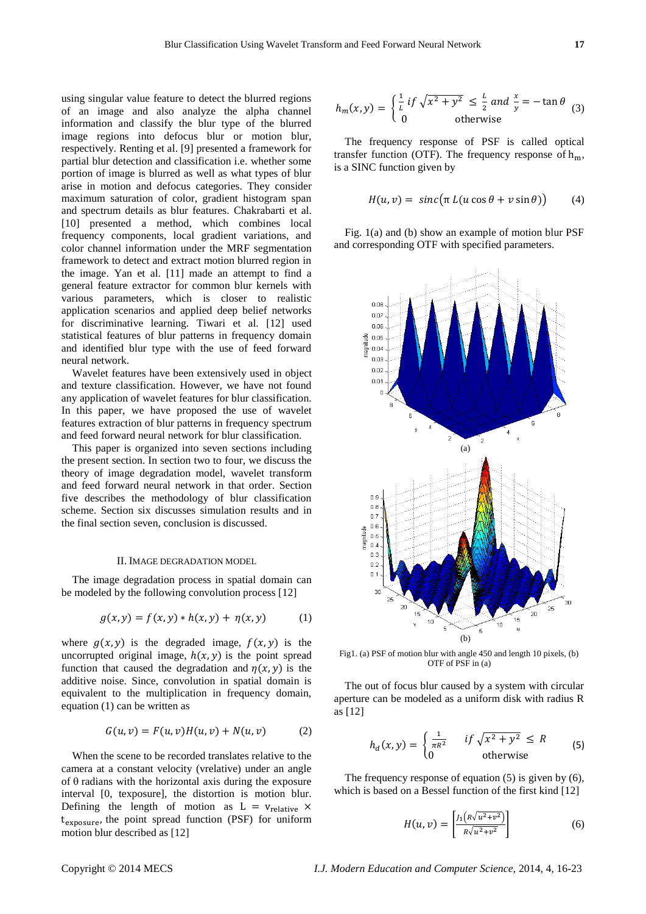using singular value feature to detect the blurred regions of an image and also analyze the alpha channel information and classify the blur type of the blurred image regions into defocus blur or motion blur, respectively. Renting et al. [9] presented a framework for partial blur detection and classification i.e. whether some portion of image is blurred as well as what types of blur arise in motion and defocus categories. They consider maximum saturation of color, gradient histogram span and spectrum details as blur features. Chakrabarti et al. [10] presented a method, which combines local frequency components, local gradient variations, and color channel information under the MRF segmentation framework to detect and extract motion blurred region in the image. Yan et al. [11] made an attempt to find a general feature extractor for common blur kernels with various parameters, which is closer to realistic application scenarios and applied deep belief networks for discriminative learning. Tiwari et al. [12] used statistical features of blur patterns in frequency domain and identified blur type with the use of feed forward neural network.

Wavelet features have been extensively used in object and texture classification. However, we have not found any application of wavelet features for blur classification. In this paper, we have proposed the use of wavelet features extraction of blur patterns in frequency spectrum and feed forward neural network for blur classification.

This paper is organized into seven sections including the present section. In section two to four, we discuss the theory of image degradation model, wavelet transform and feed forward neural network in that order. Section five describes the methodology of blur classification scheme. Section six discusses simulation results and in the final section seven, conclusion is discussed.

## II. Image Degradation Model

The image degradation process in spatial domain can be modeled by the following convolution process [12]

$$g(x,y) = f(x,y) * h(x,y) + \eta(x,y) \tag{1}$$

where $g(x,y)$ is the degraded image, $f(x,y)$ is the uncorrupted original image, $h(x,y)$ is the point spread function that caused the degradation and $\eta(x,y)$ is the additive noise. Since, convolution in spatial domain is equivalent to the multiplication in frequency domain, equation (1) can be written as

$$G(u,v) = F(u,v)H(u,v) + N(u,v) \tag{2}$$

When the scene to be recorded translates relative to the camera at a constant velocity (vrelative) under an angle of θ radians with the horizontal axis during the exposure interval [0, texposure], the distortion is motion blur. Defining the length of motion as $L = v_{relative} \times t_{exposure}$, the point spread function (PSF) for uniform motion blur described as [12]

$$h_m(x,y) = \begin{cases} \frac{1}{L} \; if \; \sqrt{x^2+y^2} \le \frac{L}{2} \; and \; \frac{x}{y} = -\tan\theta \\ 0 \qquad \text{otherwise} \end{cases} \tag{3}$$

The frequency response of PSF is called optical transfer function (OTF). The frequency response of $h_m$, is a SINC function given by

$$H(u,v) = sinc\big(\pi L(u\cos\theta + v\sin\theta)\big) \tag{4}$$

Fig. 1(a) and (b) show an example of motion blur PSF and corresponding OTF with specified parameters.

(a)

(b)

Fig1. (a) PSF of motion blur with angle 450 and length 10 pixels, (b) OTF of PSF in (a)

The out of focus blur caused by a system with circular aperture can be modeled as a uniform disk with radius R as [12]

$$h_d(x,y) = \begin{cases} \frac{1}{\pi R^2} & if \; \sqrt{x^2+y^2} \le R \\ 0 & \text{otherwise} \end{cases} \tag{5}$$

The frequency response of equation (5) is given by (6), which is based on a Bessel function of the first kind [12]

$$H(u,v) = \left[\frac{J_1\left(R\sqrt{u^2+v^2}\right)}{R\sqrt{u^2+v^2}}\right] \tag{6}$$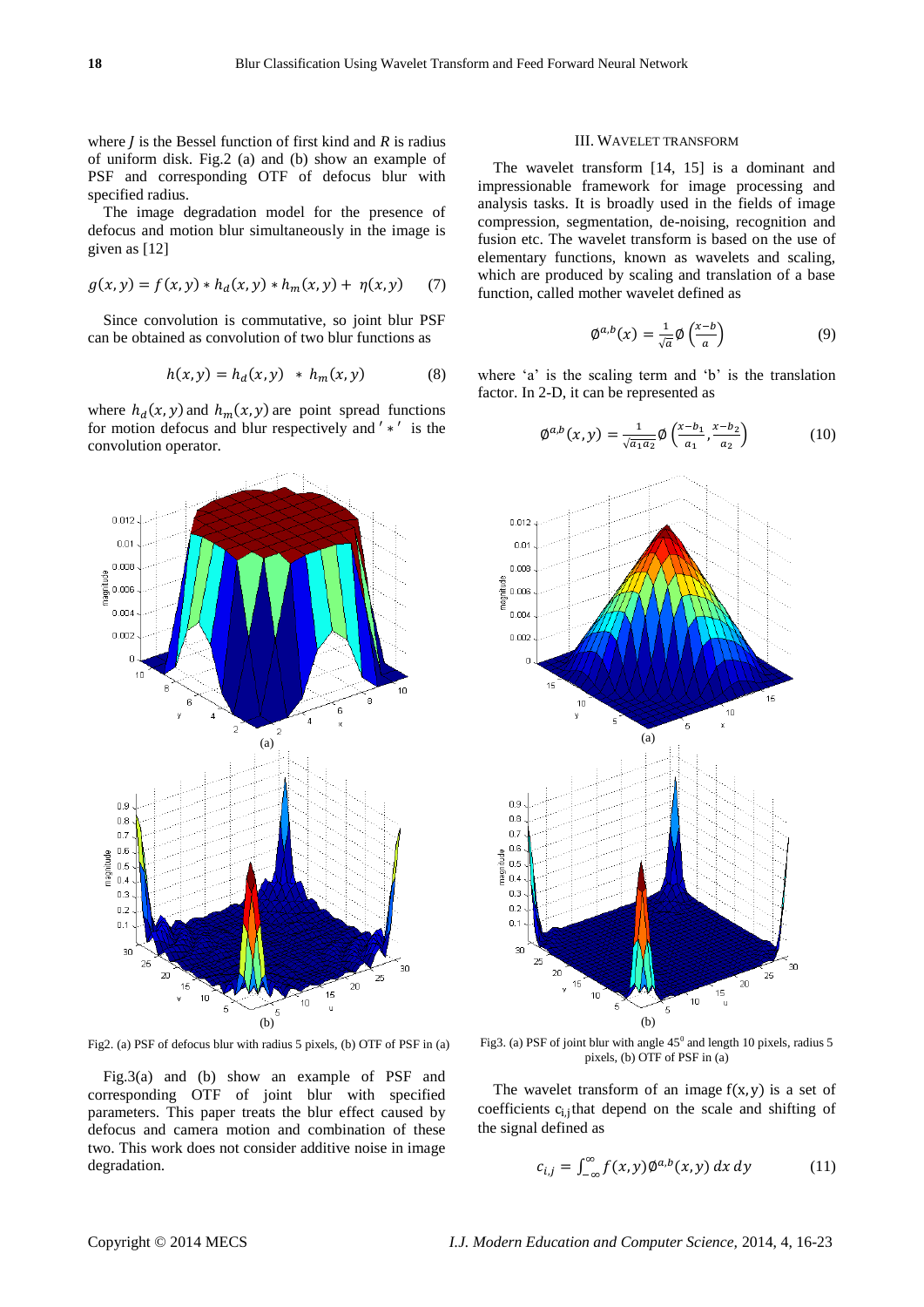where $J$ is the Bessel function of first kind and $R$ is radius of uniform disk. Fig.2 (a) and (b) show an example of PSF and corresponding OTF of defocus blur with specified radius.

The image degradation model for the presence of defocus and motion blur simultaneously in the image is given as [12]

$$g(x,y) = f(x,y) * h_d(x,y) * h_m(x,y) + \eta(x,y) \quad (7)$$

Since convolution is commutative, so joint blur PSF can be obtained as convolution of two blur functions as

$$h(x,y) = h_d(x,y) \; * \; h_m(x,y) \quad (8)$$

where $h_d(x,y)$ and $h_m(x,y)$ are point spread functions for motion defocus and blur respectively and $' * '$ is the convolution operator.

Fig2. (a) PSF of defocus blur with radius 5 pixels, (b) OTF of PSF in (a)

Fig.3(a) and (b) show an example of PSF and corresponding OTF of joint blur with specified parameters. This paper treats the blur effect caused by defocus and camera motion and combination of these two. This work does not consider additive noise in image degradation.

## III. Wavelet Transform

The wavelet transform [14, 15] is a dominant and impressionable framework for image processing and analysis tasks. It is broadly used in the fields of image compression, segmentation, de-noising, recognition and fusion etc. The wavelet transform is based on the use of elementary functions, known as wavelets and scaling, which are produced by scaling and translation of a base function, called mother wavelet defined as

$$\emptyset^{a,b}(x) = \frac{1}{\sqrt{a}} \emptyset\left(\frac{x-b}{a}\right) \quad (9)$$

where 'a' is the scaling term and 'b' is the translation factor. In 2-D, it can be represented as

$$\emptyset^{a,b}(x,y) = \frac{1}{\sqrt{a_1 a_2}} \emptyset\left(\frac{x-b_1}{a_1}, \frac{x-b_2}{a_2}\right) \quad (10)$$

Fig3. (a) PSF of joint blur with angle $45^0$ and length 10 pixels, radius 5 pixels, (b) OTF of PSF in (a)

The wavelet transform of an image $f(x,y)$ is a set of coefficients $c_{i,j}$ that depend on the scale and shifting of the signal defined as

$$c_{i,j} = \int_{-\infty}^{\infty} f(x,y) \emptyset^{a,b}(x,y) \, dx \, dy \quad (11)$$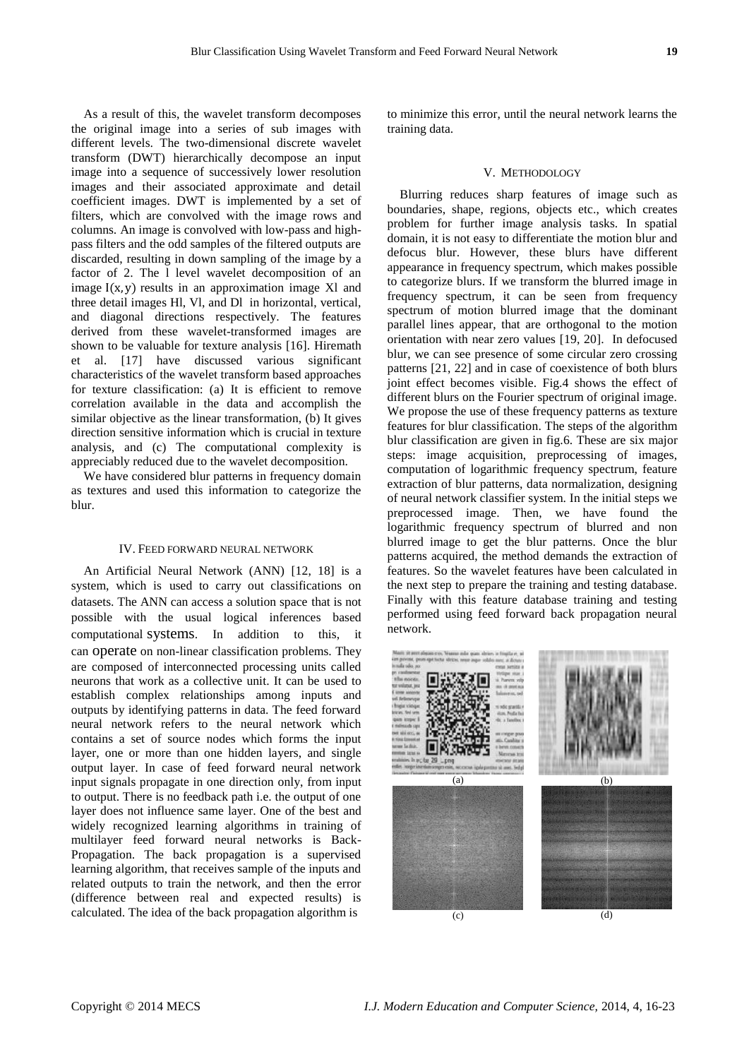As a result of this, the wavelet transform decomposes the original image into a series of sub images with different levels. The two-dimensional discrete wavelet transform (DWT) hierarchically decompose an input image into a sequence of successively lower resolution images and their associated approximate and detail coefficient images. DWT is implemented by a set of filters, which are convolved with the image rows and columns. An image is convolved with low-pass and high-pass filters and the odd samples of the filtered outputs are discarded, resulting in down sampling of the image by a factor of 2. The l level wavelet decomposition of an image $I(x,y)$ results in an approximation image Xl and three detail images Hl, Vl, and Dl in horizontal, vertical, and diagonal directions respectively. The features derived from these wavelet-transformed images are shown to be valuable for texture analysis [16]. Hiremath et al. [17] have discussed various significant characteristics of the wavelet transform based approaches for texture classification: (a) It is efficient to remove correlation available in the data and accomplish the similar objective as the linear transformation, (b) It gives direction sensitive information which is crucial in texture analysis, and (c) The computational complexity is appreciably reduced due to the wavelet decomposition.

We have considered blur patterns in frequency domain as textures and used this information to categorize the blur.

## IV. Feed forward neural network

An Artificial Neural Network (ANN) [12, 18] is a system, which is used to carry out classifications on datasets. The ANN can access a solution space that is not possible with the usual logical inferences based computational systems. In addition to this, it can operate on non-linear classification problems. They are composed of interconnected processing units called neurons that work as a collective unit. It can be used to establish complex relationships among inputs and outputs by identifying patterns in data. The feed forward neural network refers to the neural network which contains a set of source nodes which forms the input layer, one or more than one hidden layers, and single output layer. In case of feed forward neural network input signals propagate in one direction only, from input to output. There is no feedback path i.e. the output of one layer does not influence same layer. One of the best and widely recognized learning algorithms in training of multilayer feed forward neural networks is Back-Propagation. The back propagation is a supervised learning algorithm, that receives sample of the inputs and related outputs to train the network, and then the error (difference between real and expected results) is calculated. The idea of the back propagation algorithm is to minimize this error, until the neural network learns the training data.

## V. Methodology

Blurring reduces sharp features of image such as boundaries, shape, regions, objects etc., which creates problem for further image analysis tasks. In spatial domain, it is not easy to differentiate the motion blur and defocus blur. However, these blurs have different appearance in frequency spectrum, which makes possible to categorize blurs. If we transform the blurred image in frequency spectrum, it can be seen from frequency spectrum of motion blurred image that the dominant parallel lines appear, that are orthogonal to the motion orientation with near zero values [19, 20]. In defocused blur, we can see presence of some circular zero crossing patterns [21, 22] and in case of coexistence of both blurs joint effect becomes visible. Fig.4 shows the effect of different blurs on the Fourier spectrum of original image. We propose the use of these frequency patterns as texture features for blur classification. The steps of the algorithm blur classification are given in fig.6. These are six major steps: image acquisition, preprocessing of images, computation of logarithmic frequency spectrum, feature extraction of blur patterns, data normalization, designing of neural network classifier system. In the initial steps we preprocessed image. Then, we have found the logarithmic frequency spectrum of blurred and non blurred image to get the blur patterns. Once the blur patterns acquired, the method demands the extraction of features. So the wavelet features have been calculated in the next step to prepare the training and testing database. Finally with this feature database training and testing performed using feed forward back propagation neural network.

(a) (b)

(c) (d)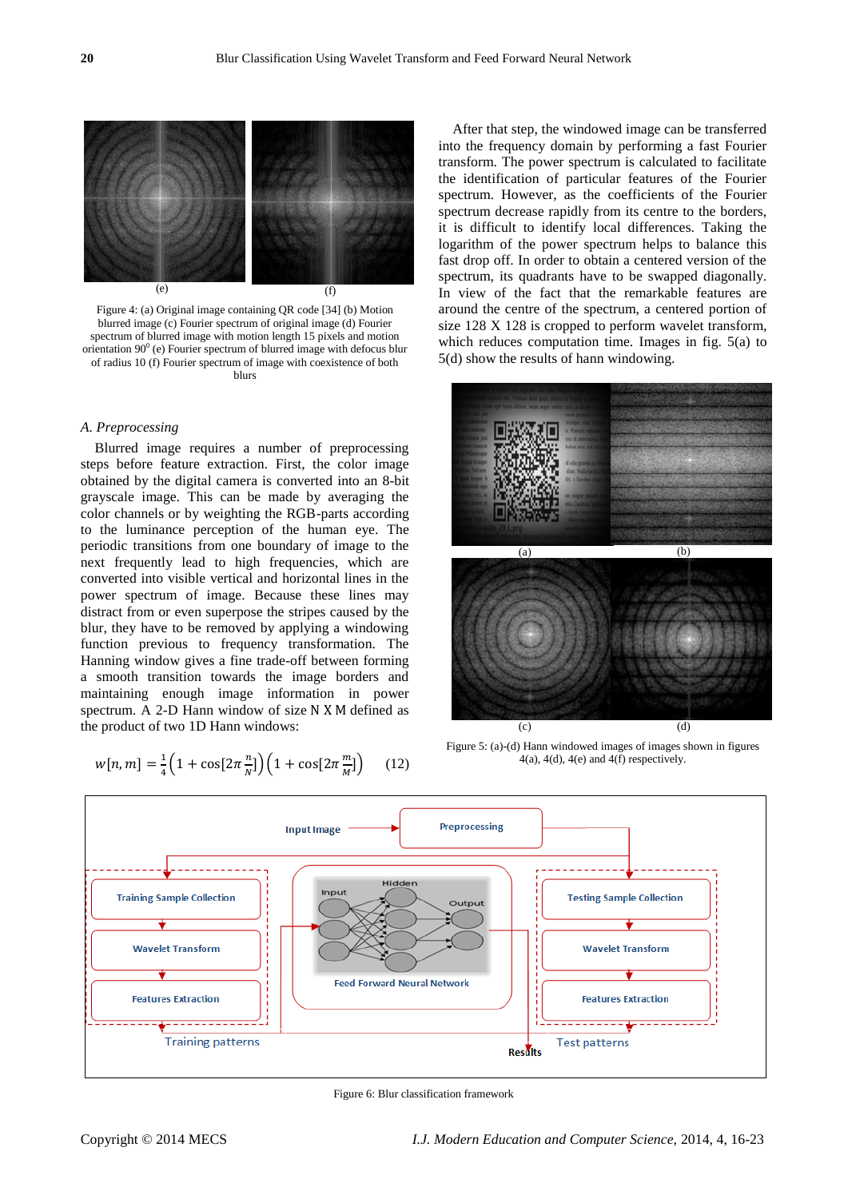(e) (f)

Figure 4: (a) Original image containing QR code [34] (b) Motion blurred image (c) Fourier spectrum of original image (d) Fourier spectrum of blurred image with motion length 15 pixels and motion orientation $90^0$ (e) Fourier spectrum of blurred image with defocus blur of radius 10 (f) Fourier spectrum of image with coexistence of both blurs

### *A. Preprocessing*

Blurred image requires a number of preprocessing steps before feature extraction. First, the color image obtained by the digital camera is converted into an 8-bit grayscale image. This can be made by averaging the color channels or by weighting the RGB-parts according to the luminance perception of the human eye. The periodic transitions from one boundary of image to the next frequently lead to high frequencies, which are converted into visible vertical and horizontal lines in the power spectrum of image. Because these lines may distract from or even superpose the stripes caused by the blur, they have to be removed by applying a windowing function previous to frequency transformation. The Hanning window gives a fine trade-off between forming a smooth transition towards the image borders and maintaining enough image information in power spectrum. A 2-D Hann window of size N X M defined as the product of two 1D Hann windows:

$$w[n,m] = \frac{1}{4}\left(1+\cos[2\pi \tfrac{n}{N}]\right)\left(1+\cos[2\pi \tfrac{m}{M}]\right) \quad (12)$$

After that step, the windowed image can be transferred into the frequency domain by performing a fast Fourier transform. The power spectrum is calculated to facilitate the identification of particular features of the Fourier spectrum. However, as the coefficients of the Fourier spectrum decrease rapidly from its centre to the borders, it is difficult to identify local differences. Taking the logarithm of the power spectrum helps to balance this fast drop off. In order to obtain a centered version of the spectrum, its quadrants have to be swapped diagonally. In view of the fact that the remarkable features are around the centre of the spectrum, a centered portion of size 128 X 128 is cropped to perform wavelet transform, which reduces computation time. Images in fig. 5(a) to 5(d) show the results of hann windowing.

(a) (b) (c) (d)

Figure 5: (a)-(d) Hann windowed images of images shown in figures 4(a), 4(d), 4(e) and 4(f) respectively.

Input Image → Preprocessing

Training Sample Collection → Wavelet Transform → Features Extraction → Training patterns

Feed Forward Neural Network (Input, Hidden, Output)

Testing Sample Collection → Wavelet Transform → Features Extraction → Test patterns

Results

Figure 6: Blur classification framework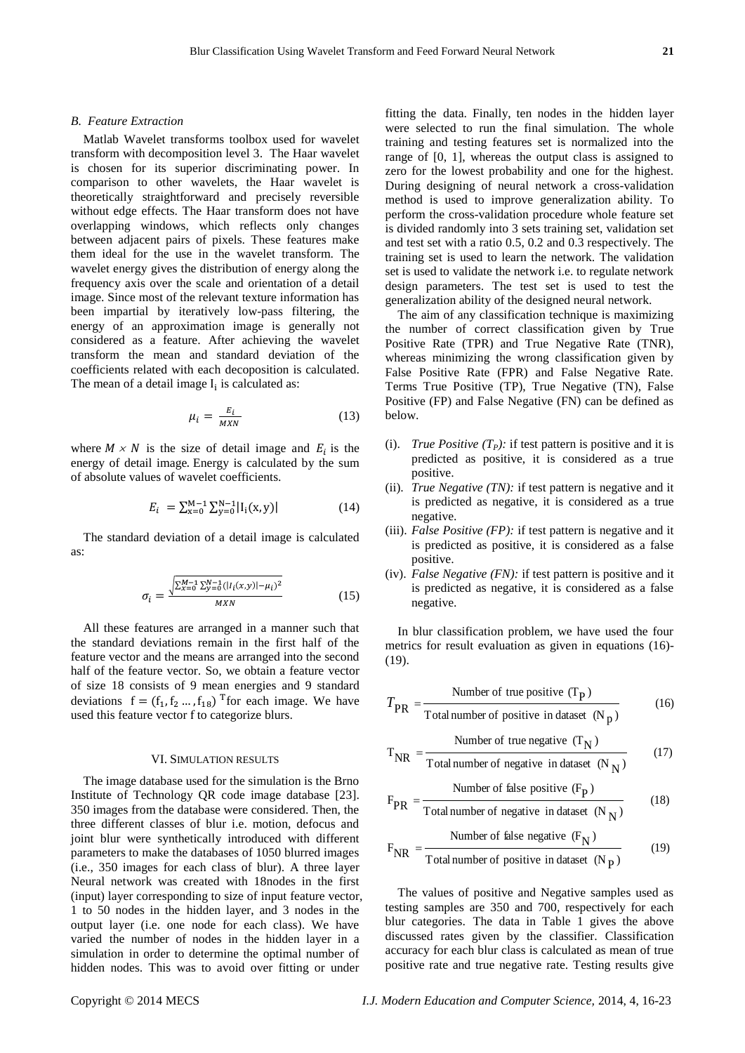### B. Feature Extraction

Matlab Wavelet transforms toolbox used for wavelet transform with decomposition level 3. The Haar wavelet is chosen for its superior discriminating power. In comparison to other wavelets, the Haar wavelet is theoretically straightforward and precisely reversible without edge effects. The Haar transform does not have overlapping windows, which reflects only changes between adjacent pairs of pixels. These features make them ideal for the use in the wavelet transform. The wavelet energy gives the distribution of energy along the frequency axis over the scale and orientation of a detail image. Since most of the relevant texture information has been impartial by iteratively low-pass filtering, the energy of an approximation image is generally not considered as a feature. After achieving the wavelet transform the mean and standard deviation of the coefficients related with each decoposition is calculated. The mean of a detail image $I_i$ is calculated as:

$$\mu_i = \frac{E_i}{MXN} \tag{13}$$

where $M \times N$ is the size of detail image and $E_i$ is the energy of detail image. Energy is calculated by the sum of absolute values of wavelet coefficients.

$$E_i = \sum_{x=0}^{M-1} \sum_{y=0}^{N-1} |I_i(x,y)| \tag{14}$$

The standard deviation of a detail image is calculated as:

$$\sigma_i = \frac{\sqrt{\sum_{x=0}^{M-1} \sum_{y=0}^{N-1} (|I_i(x,y)| - \mu_i)^2}}{MXN} \tag{15}$$

All these features are arranged in a manner such that the standard deviations remain in the first half of the feature vector and the means are arranged into the second half of the feature vector. So, we obtain a feature vector of size 18 consists of 9 mean energies and 9 standard deviations $f = (f_1, f_2 \ldots, f_{18})^T$ for each image. We have used this feature vector f to categorize blurs.

## VI. Simulation Results

The image database used for the simulation is the Brno Institute of Technology QR code image database [23]. 350 images from the database were considered. Then, the three different classes of blur i.e. motion, defocus and joint blur were synthetically introduced with different parameters to make the databases of 1050 blurred images (i.e., 350 images for each class of blur). A three layer Neural network was created with 18nodes in the first (input) layer corresponding to size of input feature vector, 1 to 50 nodes in the hidden layer, and 3 nodes in the output layer (i.e. one node for each class). We have varied the number of nodes in the hidden layer in a simulation in order to determine the optimal number of hidden nodes. This was to avoid over fitting or under fitting the data. Finally, ten nodes in the hidden layer were selected to run the final simulation. The whole training and testing features set is normalized into the range of [0, 1], whereas the output class is assigned to zero for the lowest probability and one for the highest. During designing of neural network a cross-validation method is used to improve generalization ability. To perform the cross-validation procedure whole feature set is divided randomly into 3 sets training set, validation set and test set with a ratio 0.5, 0.2 and 0.3 respectively. The training set is used to learn the network. The validation set is used to validate the network i.e. to regulate network design parameters. The test set is used to test the generalization ability of the designed neural network.

The aim of any classification technique is maximizing the number of correct classification given by True Positive Rate (TPR) and True Negative Rate (TNR), whereas minimizing the wrong classification given by False Positive Rate (FPR) and False Negative Rate. Terms True Positive (TP), True Negative (TN), False Positive (FP) and False Negative (FN) can be defined as below.

(i). *True Positive ($T_P$):* if test pattern is positive and it is predicted as positive, it is considered as a true positive.

(ii). *True Negative (TN):* if test pattern is negative and it is predicted as negative, it is considered as a true negative.

(iii). *False Positive (FP):* if test pattern is negative and it is predicted as positive, it is considered as a false positive.

(iv). *False Negative (FN):* if test pattern is positive and it is predicted as negative, it is considered as a false negative.

In blur classification problem, we have used the four metrics for result evaluation as given in equations (16)-(19).

$$T_{PR} = \frac{\text{Number of true positive } (T_P)}{\text{Total number of positive in dataset } (N_P)} \tag{16}$$

$$T_{NR} = \frac{\text{Number of true negative } (T_N)}{\text{Total number of negative in dataset } (N_N)} \tag{17}$$

$$F_{PR} = \frac{\text{Number of false positive } (F_P)}{\text{Total number of negative in dataset } (N_N)} \tag{18}$$

$$F_{NR} = \frac{\text{Number of false negative } (F_N)}{\text{Total number of positive in dataset } (N_P)} \tag{19}$$

The values of positive and Negative samples used as testing samples are 350 and 700, respectively for each blur categories. The data in Table 1 gives the above discussed rates given by the classifier. Classification accuracy for each blur class is calculated as mean of true positive rate and true negative rate. Testing results give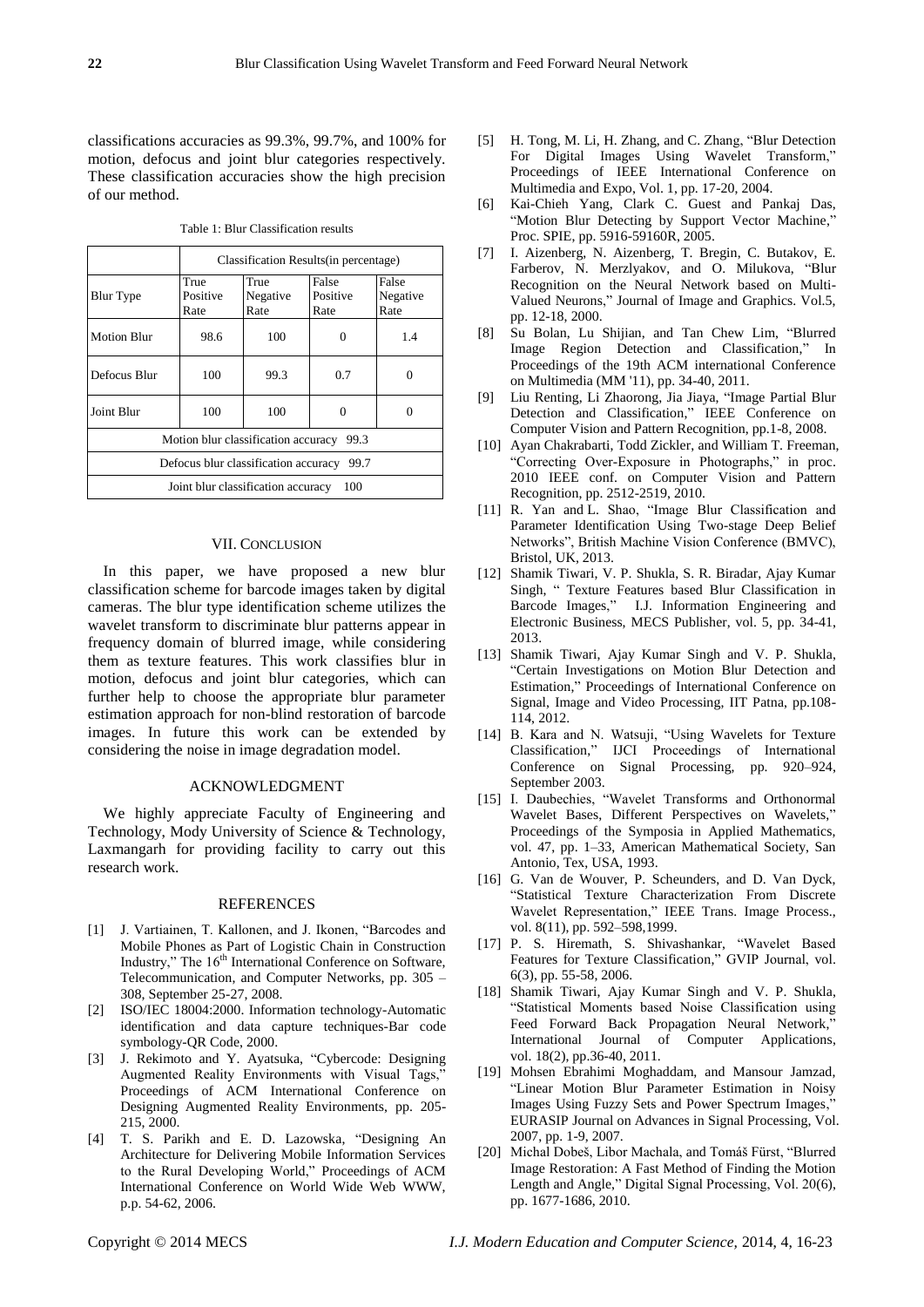classifications accuracies as 99.3%, 99.7%, and 100% for motion, defocus and joint blur categories respectively. These classification accuracies show the high precision of our method.

Table 1: Blur Classification results

| | Classification Results(in percentage) | | | |
|---|---|---|---|---|
| Blur Type | True Positive Rate | True Negative Rate | False Positive Rate | False Negative Rate |
| Motion Blur | 98.6 | 100 | 0 | 1.4 |
| Defocus Blur | 100 | 99.3 | 0.7 | 0 |
| Joint Blur | 100 | 100 | 0 | 0 |
| Motion blur classification accuracy 99.3 | | | | |
| Defocus blur classification accuracy 99.7 | | | | |
| Joint blur classification accuracy 100 | | | | |

## VII. Conclusion

In this paper, we have proposed a new blur classification scheme for barcode images taken by digital cameras. The blur type identification scheme utilizes the wavelet transform to discriminate blur patterns appear in frequency domain of blurred image, while considering them as texture features. This work classifies blur in motion, defocus and joint blur categories, which can further help to choose the appropriate blur parameter estimation approach for non-blind restoration of barcode images. In future this work can be extended by considering the noise in image degradation model.

## Acknowledgment

We highly appreciate Faculty of Engineering and Technology, Mody University of Science & Technology, Laxmangarh for providing facility to carry out this research work.

## References

[1] J. Vartiainen, T. Kallonen, and J. Ikonen, "Barcodes and Mobile Phones as Part of Logistic Chain in Construction Industry," The 16th International Conference on Software, Telecommunication, and Computer Networks, pp. 305 – 308, September 25-27, 2008.

[2] ISO/IEC 18004:2000. Information technology-Automatic identification and data capture techniques-Bar code symbology-QR Code, 2000.

[3] J. Rekimoto and Y. Ayatsuka, "Cybercode: Designing Augmented Reality Environments with Visual Tags," Proceedings of ACM International Conference on Designing Augmented Reality Environments, pp. 205-215, 2000.

[4] T. S. Parikh and E. D. Lazowska, "Designing An Architecture for Delivering Mobile Information Services to the Rural Developing World," Proceedings of ACM International Conference on World Wide Web WWW, p.p. 54-62, 2006.

[5] H. Tong, M. Li, H. Zhang, and C. Zhang, "Blur Detection For Digital Images Using Wavelet Transform," Proceedings of IEEE International Conference on Multimedia and Expo, Vol. 1, pp. 17-20, 2004.

[6] Kai-Chieh Yang, Clark C. Guest and Pankaj Das, "Motion Blur Detecting by Support Vector Machine," Proc. SPIE, pp. 5916-59160R, 2005.

[7] I. Aizenberg, N. Aizenberg, T. Bregin, C. Butakov, E. Farberov, N. Merzlyakov, and O. Milukova, "Blur Recognition on the Neural Network based on Multi-Valued Neurons," Journal of Image and Graphics. Vol.5, pp. 12-18, 2000.

[8] Su Bolan, Lu Shijian, and Tan Chew Lim, "Blurred Image Region Detection and Classification," In Proceedings of the 19th ACM international Conference on Multimedia (MM '11), pp. 34-40, 2011.

[9] Liu Renting, Li Zhaorong, Jia Jiaya, "Image Partial Blur Detection and Classification," IEEE Conference on Computer Vision and Pattern Recognition, pp.1-8, 2008.

[10] Ayan Chakrabarti, Todd Zickler, and William T. Freeman, "Correcting Over-Exposure in Photographs," in proc. 2010 IEEE conf. on Computer Vision and Pattern Recognition, pp. 2512-2519, 2010.

[11] R. Yan and L. Shao, "Image Blur Classification and Parameter Identification Using Two-stage Deep Belief Networks", British Machine Vision Conference (BMVC), Bristol, UK, 2013.

[12] Shamik Tiwari, V. P. Shukla, S. R. Biradar, Ajay Kumar Singh, " Texture Features based Blur Classification in Barcode Images," I.J. Information Engineering and Electronic Business, MECS Publisher, vol. 5, pp. 34-41, 2013.

[13] Shamik Tiwari, Ajay Kumar Singh and V. P. Shukla, "Certain Investigations on Motion Blur Detection and Estimation," Proceedings of International Conference on Signal, Image and Video Processing, IIT Patna, pp.108-114, 2012.

[14] B. Kara and N. Watsuji, "Using Wavelets for Texture Classification," IJCI Proceedings of International Conference on Signal Processing, pp. 920–924, September 2003.

[15] I. Daubechies, "Wavelet Transforms and Orthonormal Wavelet Bases, Different Perspectives on Wavelets," Proceedings of the Symposia in Applied Mathematics, vol. 47, pp. 1–33, American Mathematical Society, San Antonio, Tex, USA, 1993.

[16] G. Van de Wouver, P. Scheunders, and D. Van Dyck, "Statistical Texture Characterization From Discrete Wavelet Representation," IEEE Trans. Image Process., vol. 8(11), pp. 592–598,1999.

[17] P. S. Hiremath, S. Shivashankar, "Wavelet Based Features for Texture Classification," GVIP Journal, vol. 6(3), pp. 55-58, 2006.

[18] Shamik Tiwari, Ajay Kumar Singh and V. P. Shukla, "Statistical Moments based Noise Classification using Feed Forward Back Propagation Neural Network," International Journal of Computer Applications, vol. 18(2), pp.36-40, 2011.

[19] Mohsen Ebrahimi Moghaddam, and Mansour Jamzad, "Linear Motion Blur Parameter Estimation in Noisy Images Using Fuzzy Sets and Power Spectrum Images," EURASIP Journal on Advances in Signal Processing, Vol. 2007, pp. 1-9, 2007.

[20] Michal Dobeš, Libor Machala, and Tomáš Fürst, "Blurred Image Restoration: A Fast Method of Finding the Motion Length and Angle," Digital Signal Processing, Vol. 20(6), pp. 1677-1686, 2010.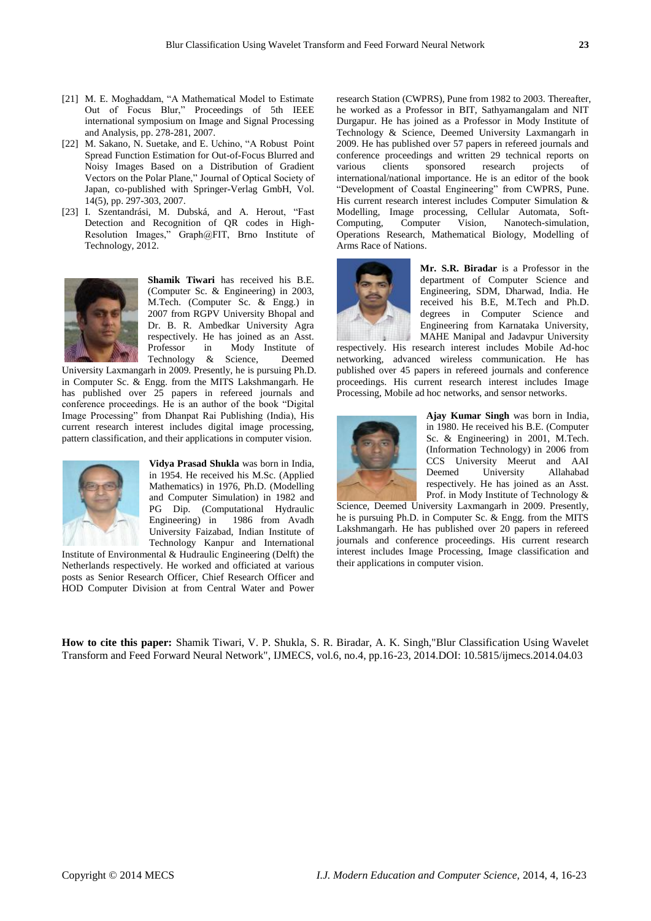[21] M. E. Moghaddam, "A Mathematical Model to Estimate Out of Focus Blur," Proceedings of 5th IEEE international symposium on Image and Signal Processing and Analysis, pp. 278-281, 2007.

[22] M. Sakano, N. Suetake, and E. Uchino, "A Robust Point Spread Function Estimation for Out-of-Focus Blurred and Noisy Images Based on a Distribution of Gradient Vectors on the Polar Plane," Journal of Optical Society of Japan, co-published with Springer-Verlag GmbH, Vol. 14(5), pp. 297-303, 2007.

[23] I. Szentandrási, M. Dubská, and A. Herout, "Fast Detection and Recognition of QR codes in High-Resolution Images," Graph@FIT, Brno Institute of Technology, 2012.

**Shamik Tiwari** has received his B.E. (Computer Sc. & Engineering) in 2003, M.Tech. (Computer Sc. & Engg.) in 2007 from RGPV University Bhopal and Dr. B. R. Ambedkar University Agra respectively. He has joined as an Asst. Professor in Mody Institute of Technology & Science, Deemed University Laxmangarh in 2009. Presently, he is pursuing Ph.D. in Computer Sc. & Engg. from the MITS Lakshmangarh. He has published over 25 papers in refereed journals and conference proceedings. He is an author of the book "Digital Image Processing" from Dhanpat Rai Publishing (India), His current research interest includes digital image processing, pattern classification, and their applications in computer vision.

**Vidya Prasad Shukla** was born in India, in 1954. He received his M.Sc. (Applied Mathematics) in 1976, Ph.D. (Modelling and Computer Simulation) in 1982 and PG Dip. (Computational Hydraulic Engineering) in 1986 from Avadh University Faizabad, Indian Institute of Technology Kanpur and International Institute of Environmental & Hudraulic Engineering (Delft) the Netherlands respectively. He worked and officiated at various posts as Senior Research Officer, Chief Research Officer and HOD Computer Division at from Central Water and Power research Station (CWPRS), Pune from 1982 to 2003. Thereafter, he worked as a Professor in BIT, Sathyamangalam and NIT Durgapur. He has joined as a Professor in Mody Institute of Technology & Science, Deemed University Laxmangarh in 2009. He has published over 57 papers in refereed journals and conference proceedings and written 29 technical reports on various clients sponsored research projects of international/national importance. He is an editor of the book "Development of Coastal Engineering" from CWPRS, Pune. His current research interest includes Computer Simulation & Modelling, Image processing, Cellular Automata, Soft-Computing, Computer Vision, Nanotech-simulation, Operations Research, Mathematical Biology, Modelling of Arms Race of Nations.

**Mr. S.R. Biradar** is a Professor in the department of Computer Science and Engineering, SDM, Dharwad, India. He received his B.E, M.Tech and Ph.D. degrees in Computer Science and Engineering from Karnataka University, MAHE Manipal and Jadavpur University respectively. His research interest includes Mobile Ad-hoc networking, advanced wireless communication. He has published over 45 papers in refereed journals and conference proceedings. His current research interest includes Image Processing, Mobile ad hoc networks, and sensor networks.

**Ajay Kumar Singh** was born in India, in 1980. He received his B.E. (Computer Sc. & Engineering) in 2001, M.Tech. (Information Technology) in 2006 from CCS University Meerut and AAI Deemed University Allahabad respectively. He has joined as an Asst. Prof. in Mody Institute of Technology & Science, Deemed University Laxmangarh in 2009. Presently, he is pursuing Ph.D. in Computer Sc. & Engg. from the MITS Lakshmangarh. He has published over 20 papers in refereed journals and conference proceedings. His current research interest includes Image Processing, Image classification and their applications in computer vision.

**How to cite this paper:** Shamik Tiwari, V. P. Shukla, S. R. Biradar, A. K. Singh,"Blur Classification Using Wavelet Transform and Feed Forward Neural Network", IJMECS, vol.6, no.4, pp.16-23, 2014.DOI: 10.5815/ijmecs.2014.04.03